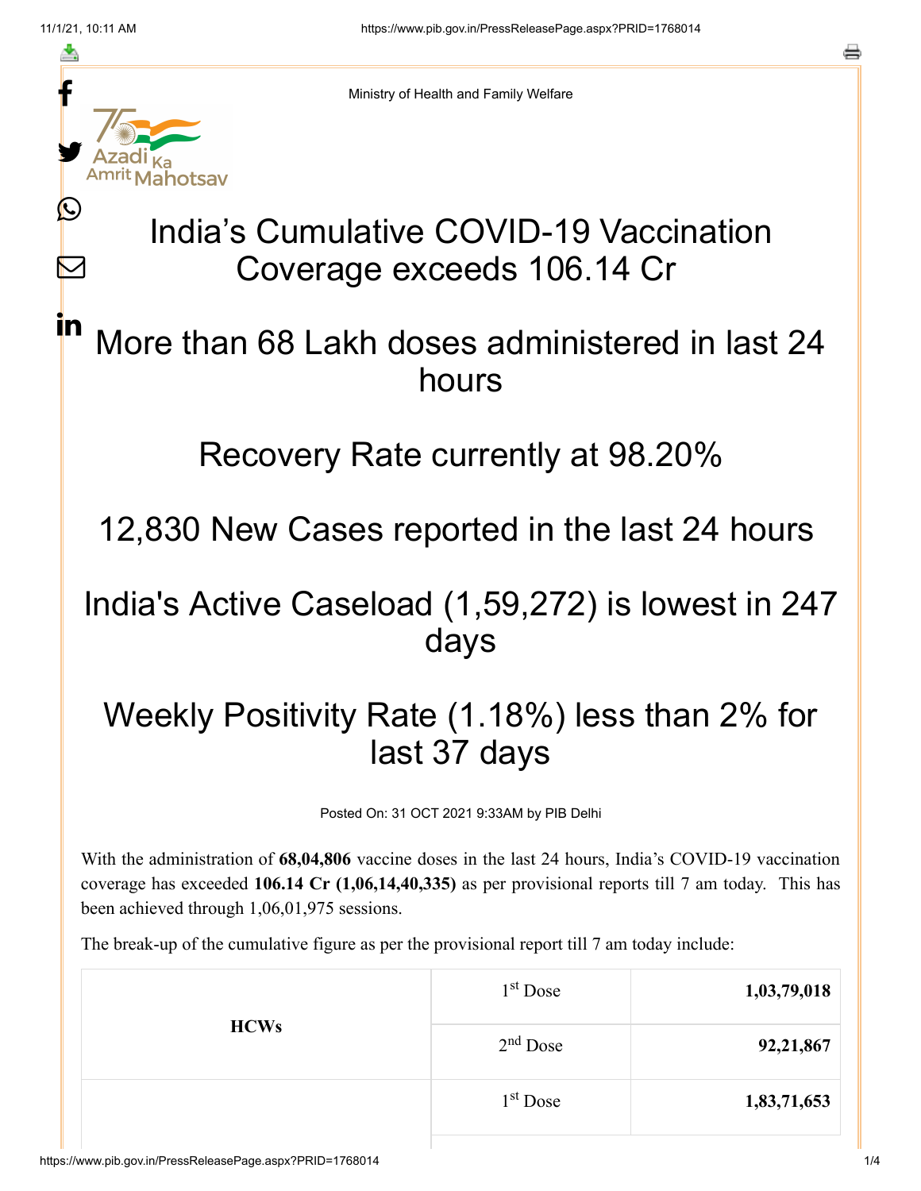Ministry of Health and Family Welfare

# India's Cumulative COVID-19 Vaccination Coverage exceeds 106.14 Cr

## More than 68 Lakh doses administered in last 24 hours

## Recovery Rate currently at 98.20%

## 12,830 New Cases reported in the last 24 hours

## India's Active Caseload (1,59,272) is lowest in 247 days

## Weekly Positivity Rate (1.18%) less than 2% for last 37 days

Posted On: 31 OCT 2021 9:33AM by PIB Delhi

With the administration of **68,04,806** vaccine doses in the last 24 hours, India's COVID-19 vaccination coverage has exceeded **106.14 Cr (1,06,14,40,335)** as per provisional reports till 7 am today. This has been achieved through 1,06,01,975 sessions.

The break-up of the cumulative figure as per the provisional report till 7 am today include:

| | | |
|---|---|---|
| **HCWs** | 1st Dose | **1,03,79,018** |
| | 2nd Dose | **92,21,867** |
| | 1st Dose | **1,83,71,653** |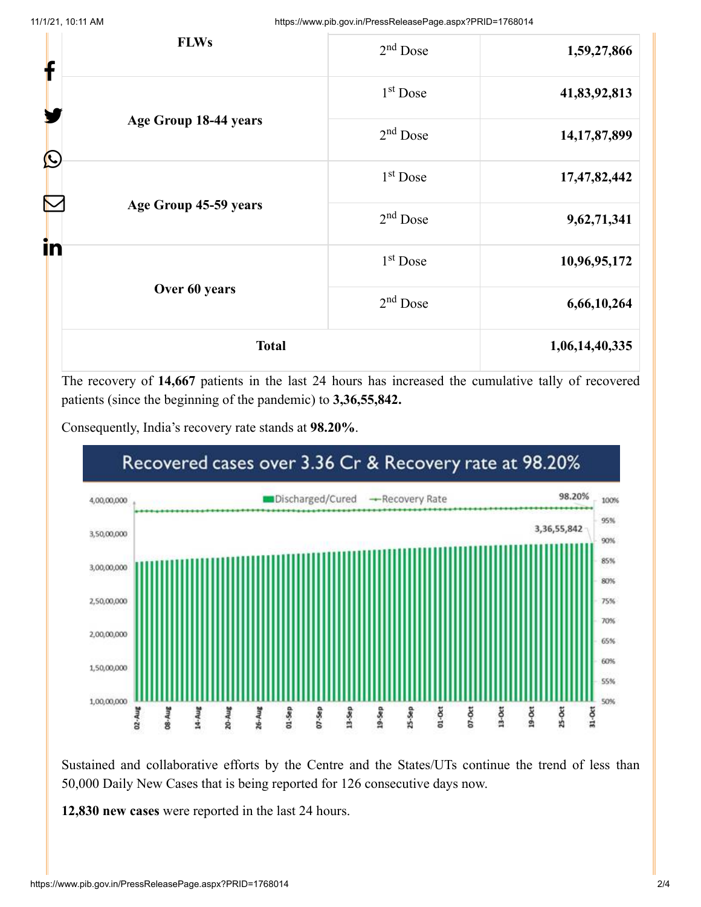| | | |
|---|---|---|
| FLWs | 2nd Dose | 1,59,27,866 |
| Age Group 18-44 years | 1st Dose | 41,83,92,813 |
| | 2nd Dose | 14,17,87,899 |
| Age Group 45-59 years | 1st Dose | 17,47,82,442 |
| | 2nd Dose | 9,62,71,341 |
| Over 60 years | 1st Dose | 10,96,95,172 |
| | 2nd Dose | 6,66,10,264 |
| Total | | 1,06,14,40,335 |

The recovery of **14,667** patients in the last 24 hours has increased the cumulative tally of recovered patients (since the beginning of the pandemic) to **3,36,55,842.**

Consequently, India's recovery rate stands at **98.20%**.

Recovered cases over 3.36 Cr & Recovery rate at 98.20%

Sustained and collaborative efforts by the Centre and the States/UTs continue the trend of less than 50,000 Daily New Cases that is being reported for 126 consecutive days now.

**12,830 new cases** were reported in the last 24 hours.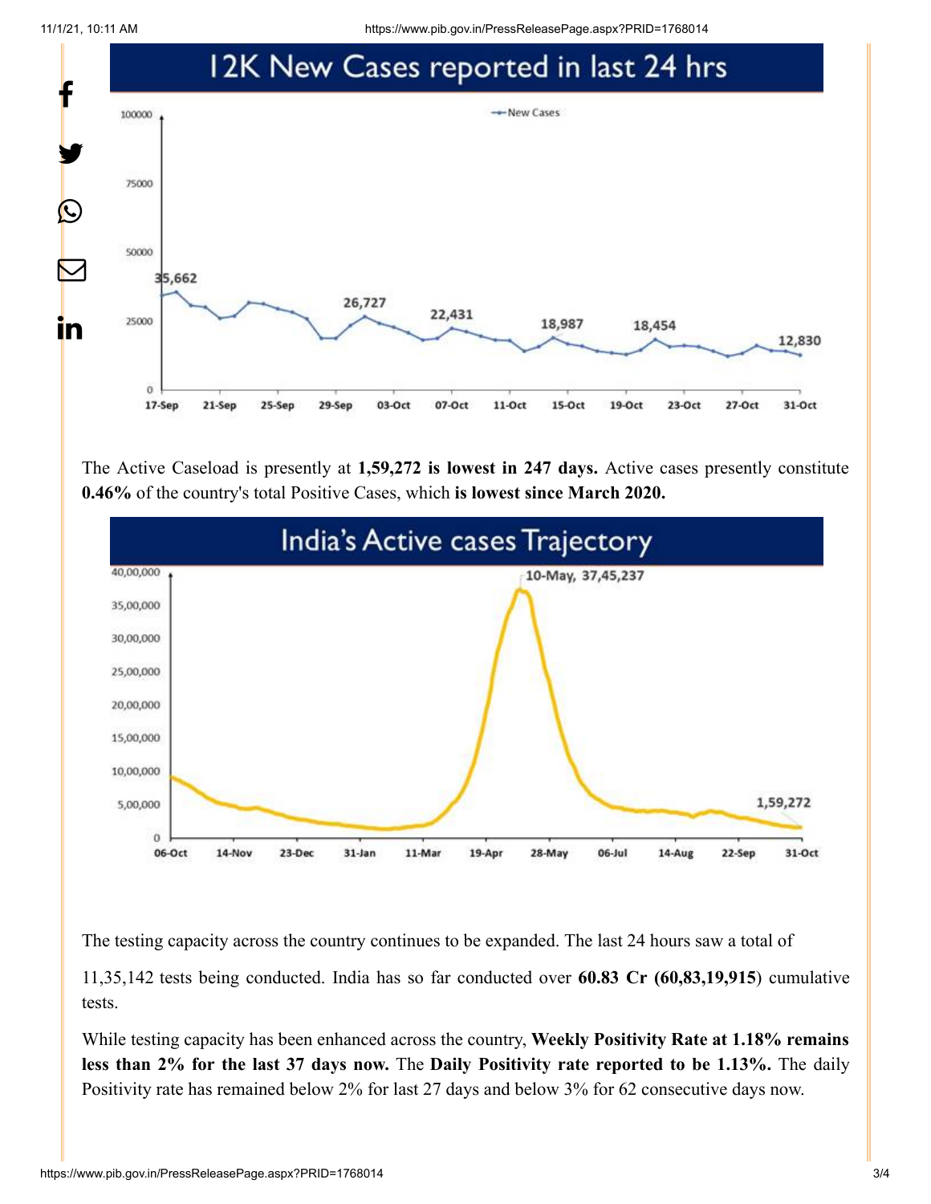The Active Caseload is presently at **1,59,272 is lowest in 247 days.** Active cases presently constitute **0.46%** of the country's total Positive Cases, which **is lowest since March 2020.**

The testing capacity across the country continues to be expanded. The last 24 hours saw a total of 11,35,142 tests being conducted. India has so far conducted over **60.83 Cr (60,83,19,915**) cumulative tests.

While testing capacity has been enhanced across the country, **Weekly Positivity Rate at 1.18% remains less than 2% for the last 37 days now.** The **Daily Positivity rate reported to be 1.13%.** The daily Positivity rate has remained below 2% for last 27 days and below 3% for 62 consecutive days now.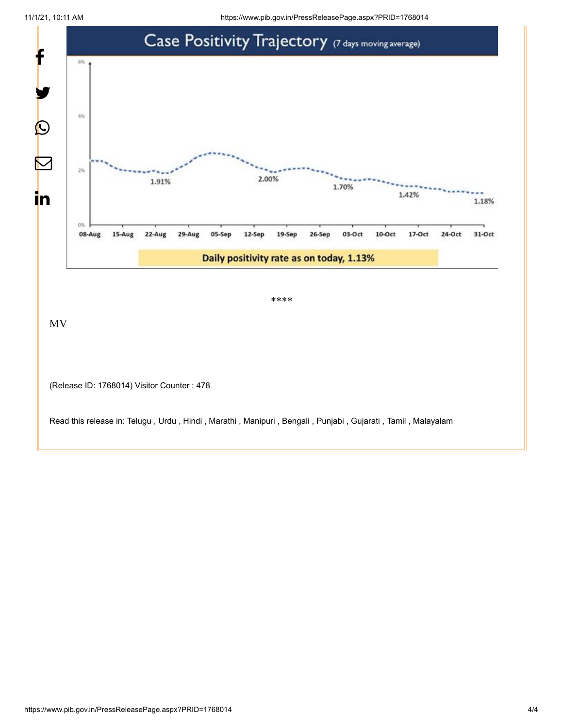Case Positivity Trajectory (7 days moving average)

6%

4%

2%

0%

1.91%

2.00%

1.70%

1.42%

1.18%

08-Aug 15-Aug 22-Aug 29-Aug 05-Sep 12-Sep 19-Sep 26-Sep 03-Oct 10-Oct 17-Oct 24-Oct 31-Oct

Daily positivity rate as on today, 1.13%

****

MV

(Release ID: 1768014) Visitor Counter : 478

Read this release in: Telugu , Urdu , Hindi , Marathi , Manipuri , Bengali , Punjabi , Gujarati , Tamil , Malayalam